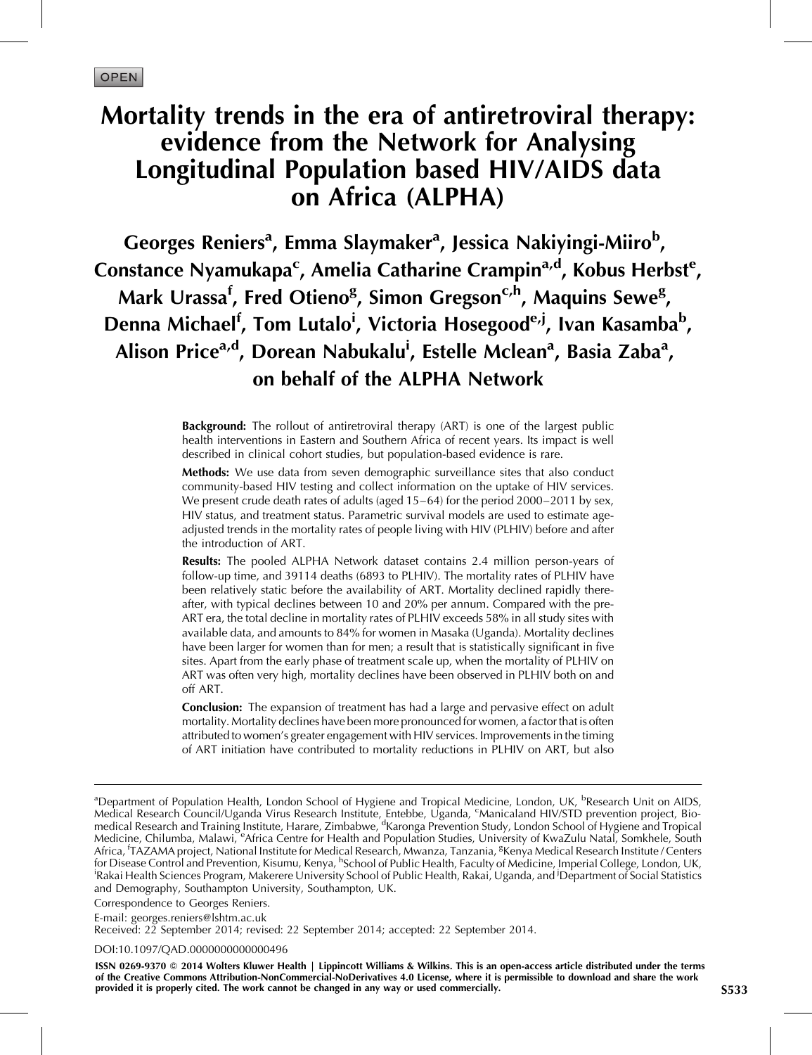OPEN

# Mortality trends in the era of antiretroviral therapy: evidence from the Network for Analysing Longitudinal Population based HIV/AIDS data on Africa (ALPHA)

**Georges Reniers[a], Emma Slaymaker[a], Jessica Nakiyingi-Miiro[b], Constance Nyamukapa[c], Amelia Catharine Crampin[a,d], Kobus Herbst[e], Mark Urassa[f], Fred Otieno[g], Simon Gregson[c,h], Maquins Sewe[g], Denna Michael[f], Tom Lutalo[i], Victoria Hosegood[e,j], Ivan Kasamba[b], Alison Price[a,d], Dorean Nabukalu[i], Estelle Mclean[a], Basia Zaba[a], on behalf of the ALPHA Network**

**Background:** The rollout of antiretroviral therapy (ART) is one of the largest public health interventions in Eastern and Southern Africa of recent years. Its impact is well described in clinical cohort studies, but population-based evidence is rare.

**Methods:** We use data from seven demographic surveillance sites that also conduct community-based HIV testing and collect information on the uptake of HIV services. We present crude death rates of adults (aged 15–64) for the period 2000–2011 by sex, HIV status, and treatment status. Parametric survival models are used to estimate age-adjusted trends in the mortality rates of people living with HIV (PLHIV) before and after the introduction of ART.

**Results:** The pooled ALPHA Network dataset contains 2.4 million person-years of follow-up time, and 39114 deaths (6893 to PLHIV). The mortality rates of PLHIV have been relatively static before the availability of ART. Mortality declined rapidly thereafter, with typical declines between 10 and 20% per annum. Compared with the pre-ART era, the total decline in mortality rates of PLHIV exceeds 58% in all study sites with available data, and amounts to 84% for women in Masaka (Uganda). Mortality declines have been larger for women than for men; a result that is statistically significant in five sites. Apart from the early phase of treatment scale up, when the mortality of PLHIV on ART was often very high, mortality declines have been observed in PLHIV both on and off ART.

**Conclusion:** The expansion of treatment has had a large and pervasive effect on adult mortality. Mortality declines have been more pronounced for women, a factor that is often attributed to women's greater engagement with HIV services. Improvements in the timing of ART initiation have contributed to mortality reductions in PLHIV on ART, but also

---

[a]Department of Population Health, London School of Hygiene and Tropical Medicine, London, UK, [b]Research Unit on AIDS, Medical Research Council/Uganda Virus Research Institute, Entebbe, Uganda, [c]Manicaland HIV/STD prevention project, Biomedical Research and Training Institute, Harare, Zimbabwe, [d]Karonga Prevention Study, London School of Hygiene and Tropical Medicine, Chilumba, Malawi, [e]Africa Centre for Health and Population Studies, University of KwaZulu Natal, Somkhele, South Africa, [f]TAZAMA project, National Institute for Medical Research, Mwanza, Tanzania, [g]Kenya Medical Research Institute / Centers for Disease Control and Prevention, Kisumu, Kenya, [h]School of Public Health, Faculty of Medicine, Imperial College, London, UK, [i]Rakai Health Sciences Program, Makerere University School of Public Health, Rakai, Uganda, and [j]Department of Social Statistics and Demography, Southampton University, Southampton, UK.

Correspondence to Georges Reniers.

E-mail: georges.reniers@lshtm.ac.uk

Received: 22 September 2014; revised: 22 September 2014; accepted: 22 September 2014.

DOI:10.1097/QAD.0000000000000496

ISSN 0269-9370 © 2014 Wolters Kluwer Health | Lippincott Williams & Wilkins. This is an open-access article distributed under the terms of the Creative Commons Attribution-NonCommercial-NoDerivatives 4.0 License, where it is permissible to download and share the work provided it is properly cited. The work cannot be changed in any way or used commercially.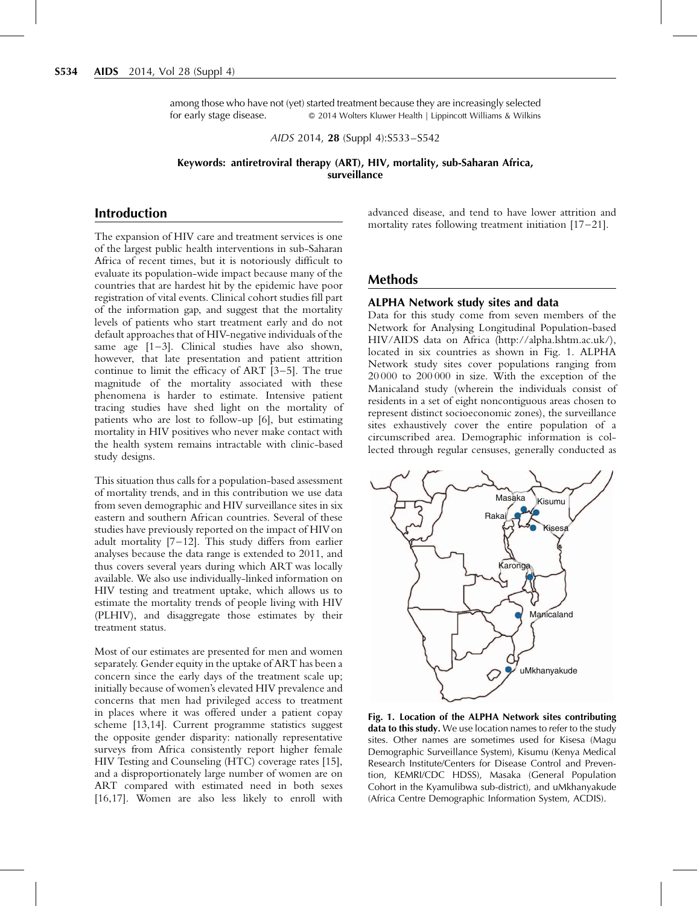among those who have not (yet) started treatment because they are increasingly selected for early stage disease. © 2014 Wolters Kluwer Health | Lippincott Williams & Wilkins

**Keywords: antiretroviral therapy (ART), HIV, mortality, sub-Saharan Africa, surveillance**

## Introduction

The expansion of HIV care and treatment services is one of the largest public health interventions in sub-Saharan Africa of recent times, but it is notoriously difficult to evaluate its population-wide impact because many of the countries that are hardest hit by the epidemic have poor registration of vital events. Clinical cohort studies fill part of the information gap, and suggest that the mortality levels of patients who start treatment early and do not default approaches that of HIV-negative individuals of the same age [1–3]. Clinical studies have also shown, however, that late presentation and patient attrition continue to limit the efficacy of ART [3–5]. The true magnitude of the mortality associated with these phenomena is harder to estimate. Intensive patient tracing studies have shed light on the mortality of patients who are lost to follow-up [6], but estimating mortality in HIV positives who never make contact with the health system remains intractable with clinic-based study designs.

This situation thus calls for a population-based assessment of mortality trends, and in this contribution we use data from seven demographic and HIV surveillance sites in six eastern and southern African countries. Several of these studies have previously reported on the impact of HIV on adult mortality [7–12]. This study differs from earlier analyses because the data range is extended to 2011, and thus covers several years during which ART was locally available. We also use individually-linked information on HIV testing and treatment uptake, which allows us to estimate the mortality trends of people living with HIV (PLHIV), and disaggregate those estimates by their treatment status.

Most of our estimates are presented for men and women separately. Gender equity in the uptake of ART has been a concern since the early days of the treatment scale up; initially because of women's elevated HIV prevalence and concerns that men had privileged access to treatment in places where it was offered under a patient copay scheme [13,14]. Current programme statistics suggest the opposite gender disparity: nationally representative surveys from Africa consistently report higher female HIV Testing and Counseling (HTC) coverage rates [15], and a disproportionately large number of women are on ART compared with estimated need in both sexes [16,17]. Women are also less likely to enroll with advanced disease, and tend to have lower attrition and mortality rates following treatment initiation [17–21].

## Methods

### ALPHA Network study sites and data

Data for this study come from seven members of the Network for Analysing Longitudinal Population-based HIV/AIDS data on Africa (http://alpha.lshtm.ac.uk/), located in six countries as shown in Fig. 1. ALPHA Network study sites cover populations ranging from 20 000 to 200 000 in size. With the exception of the Manicaland study (wherein the individuals consist of residents in a set of eight noncontiguous areas chosen to represent distinct socioeconomic zones), the surveillance sites exhaustively cover the entire population of a circumscribed area. Demographic information is collected through regular censuses, generally conducted as

**Fig. 1. Location of the ALPHA Network sites contributing data to this study.** We use location names to refer to the study sites. Other names are sometimes used for Kisesa (Magu Demographic Surveillance System), Kisumu (Kenya Medical Research Institute/Centers for Disease Control and Prevention, KEMRI/CDC HDSS), Masaka (General Population Cohort in the Kyamulibwa sub-district), and uMkhanyakude (Africa Centre Demographic Information System, ACDIS).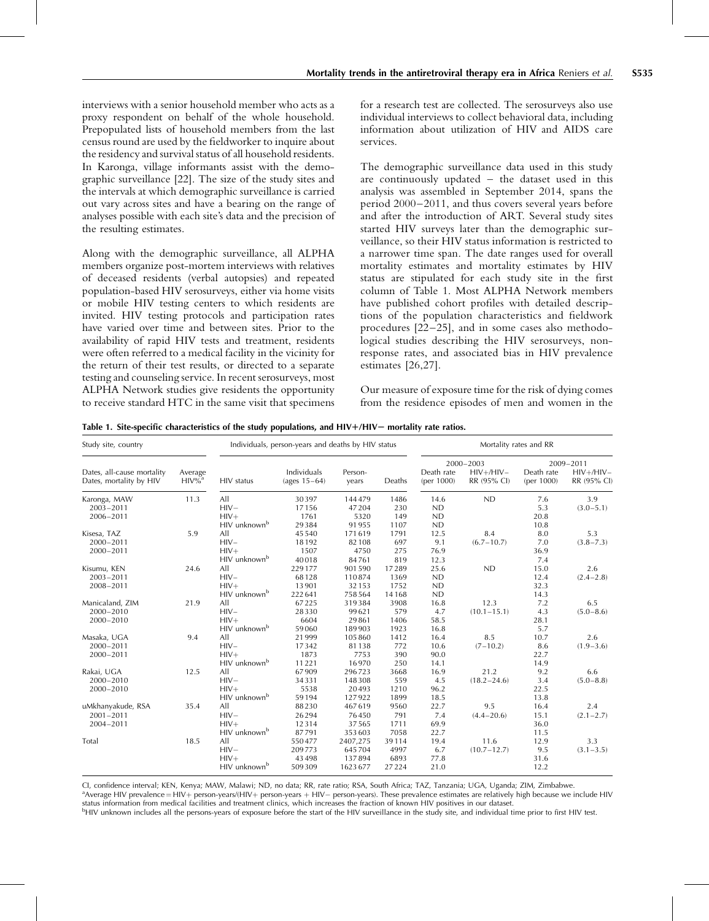interviews with a senior household member who acts as a proxy respondent on behalf of the whole household. Prepopulated lists of household members from the last census round are used by the fieldworker to inquire about the residency and survival status of all household residents. In Karonga, village informants assist with the demographic surveillance [22]. The size of the study sites and the intervals at which demographic surveillance is carried out vary across sites and have a bearing on the range of analyses possible with each site's data and the precision of the resulting estimates.

Along with the demographic surveillance, all ALPHA members organize post-mortem interviews with relatives of deceased residents (verbal autopsies) and repeated population-based HIV serosurveys, either via home visits or mobile HIV testing centers to which residents are invited. HIV testing protocols and participation rates have varied over time and between sites. Prior to the availability of rapid HIV tests and treatment, residents were often referred to a medical facility in the vicinity for the return of their test results, or directed to a separate testing and counseling service. In recent serosurveys, most ALPHA Network studies give residents the opportunity to receive standard HTC in the same visit that specimens for a research test are collected. The serosurveys also use individual interviews to collect behavioral data, including information about utilization of HIV and AIDS care services.

The demographic surveillance data used in this study are continuously updated – the dataset used in this analysis was assembled in September 2014, spans the period 2000–2011, and thus covers several years before and after the introduction of ART. Several study sites started HIV surveys later than the demographic surveillance, so their HIV status information is restricted to a narrower time span. The date ranges used for overall mortality estimates and mortality estimates by HIV status are stipulated for each study site in the first column of Table 1. Most ALPHA Network members have published cohort profiles with detailed descriptions of the population characteristics and fieldwork procedures [22–25], and in some cases also methodological studies describing the HIV serosurveys, nonresponse rates, and associated bias in HIV prevalence estimates [26,27].

Our measure of exposure time for the risk of dying comes from the residence episodes of men and women in the

**Table 1. Site-specific characteristics of the study populations, and HIV+/HIV− mortality rate ratios.**

| Study site, country | | Individuals, person-years and deaths by HIV status | | | | Mortality rates and RR | | | |
|---|---|---|---|---|---|---|---|---|---|
| | | | | | | 2000–2003 | | 2009–2011 | |
| Dates, all-cause mortality<br>Dates, mortality by HIV | Average HIV%[a] | HIV status | Individuals (ages 15–64) | Person-years | Deaths | Death rate (per 1000) | HIV+/HIV− RR (95% CI) | Death rate (per 1000) | HIV+/HIV− RR (95% CI) |
| Karonga, MAW | 11.3 | All | 30397 | 144479 | 1486 | 14.6 | ND | 7.6 | 3.9 |
| 2003–2011 | | HIV− | 17156 | 47204 | 230 | ND | | 5.3 | (3.0–5.1) |
| 2006–2011 | | HIV+ | 1761 | 5320 | 149 | ND | | 20.8 | |
| | | HIV unknown[b] | 29384 | 91955 | 1107 | ND | | 10.8 | |
| Kisesa, TAZ | 5.9 | All | 45540 | 171619 | 1791 | 12.5 | 8.4 | 8.0 | 5.3 |
| 2000–2011 | | HIV− | 18192 | 82108 | 697 | 9.1 | (6.7–10.7) | 7.0 | (3.8–7.3) |
| 2000–2011 | | HIV+ | 1507 | 4750 | 275 | 76.9 | | 36.9 | |
| | | HIV unknown[b] | 40018 | 84761 | 819 | 12.3 | | 7.4 | |
| Kisumu, KEN | 24.6 | All | 229177 | 901590 | 17289 | 25.6 | ND | 15.0 | 2.6 |
| 2003–2011 | | HIV− | 68128 | 110874 | 1369 | ND | | 12.4 | (2.4–2.8) |
| 2008–2011 | | HIV+ | 13901 | 32153 | 1752 | ND | | 32.3 | |
| | | HIV unknown[b] | 222641 | 758564 | 14168 | ND | | 14.3 | |
| Manicaland, ZIM | 21.9 | All | 67225 | 319384 | 3908 | 16.8 | 12.3 | 7.2 | 6.5 |
| 2000–2010 | | HIV− | 28330 | 99621 | 579 | 4.7 | (10.1–15.1) | 4.3 | (5.0–8.6) |
| 2000–2010 | | HIV+ | 6604 | 29861 | 1406 | 58.5 | | 28.1 | |
| | | HIV unknown[b] | 59060 | 189903 | 1923 | 16.8 | | 5.7 | |
| Masaka, UGA | 9.4 | All | 21999 | 105860 | 1412 | 16.4 | 8.5 | 10.7 | 2.6 |
| 2000–2011 | | HIV− | 17342 | 81138 | 772 | 10.6 | (7–10.2) | 8.6 | (1.9–3.6) |
| 2000–2011 | | HIV+ | 1873 | 7753 | 390 | 90.0 | | 22.7 | |
| | | HIV unknown[b] | 11221 | 16970 | 250 | 14.1 | | 14.9 | |
| Rakai, UGA | 12.5 | All | 67909 | 296723 | 3668 | 16.9 | 21.2 | 9.2 | 6.6 |
| 2000–2010 | | HIV− | 34331 | 148308 | 559 | 4.5 | (18.2–24.6) | 3.4 | (5.0–8.8) |
| 2000–2010 | | HIV+ | 5538 | 20493 | 1210 | 96.2 | | 22.5 | |
| | | HIV unknown[b] | 59194 | 127922 | 1899 | 18.5 | | 13.8 | |
| uMkhanyakude, RSA | 35.4 | All | 88230 | 467619 | 9560 | 22.7 | 9.5 | 16.4 | 2.4 |
| 2001–2011 | | HIV− | 26294 | 76450 | 791 | 7.4 | (4.4–20.6) | 15.1 | (2.1–2.7) |
| 2004–2011 | | HIV+ | 12314 | 37565 | 1711 | 69.9 | | 36.0 | |
| | | HIV unknown[b] | 87791 | 353603 | 7058 | 22.7 | | 11.5 | |
| Total | 18.5 | All | 550477 | 2407,275 | 39114 | 19.4 | 11.6 | 12.9 | 3.3 |
| | | HIV− | 209773 | 645704 | 4997 | 6.7 | (10.7–12.7) | 9.5 | (3.1–3.5) |
| | | HIV+ | 43498 | 137894 | 6893 | 77.8 | | 31.6 | |
| | | HIV unknown[b] | 509309 | 1623677 | 27224 | 21.0 | | 12.2 | |

CI, confidence interval; KEN, Kenya; MAW, Malawi; ND, no data; RR, rate ratio; RSA, South Africa; TAZ, Tanzania; UGA, Uganda; ZIM, Zimbabwe.

[a]Average HIV prevalence = HIV+ person-years/(HIV+ person-years + HIV− person-years). These prevalence estimates are relatively high because we include HIV status information from medical facilities and treatment clinics, which increases the fraction of known HIV positives in our dataset.

[b]HIV unknown includes all the persons-years of exposure before the start of the HIV surveillance in the study site, and individual time prior to first HIV test.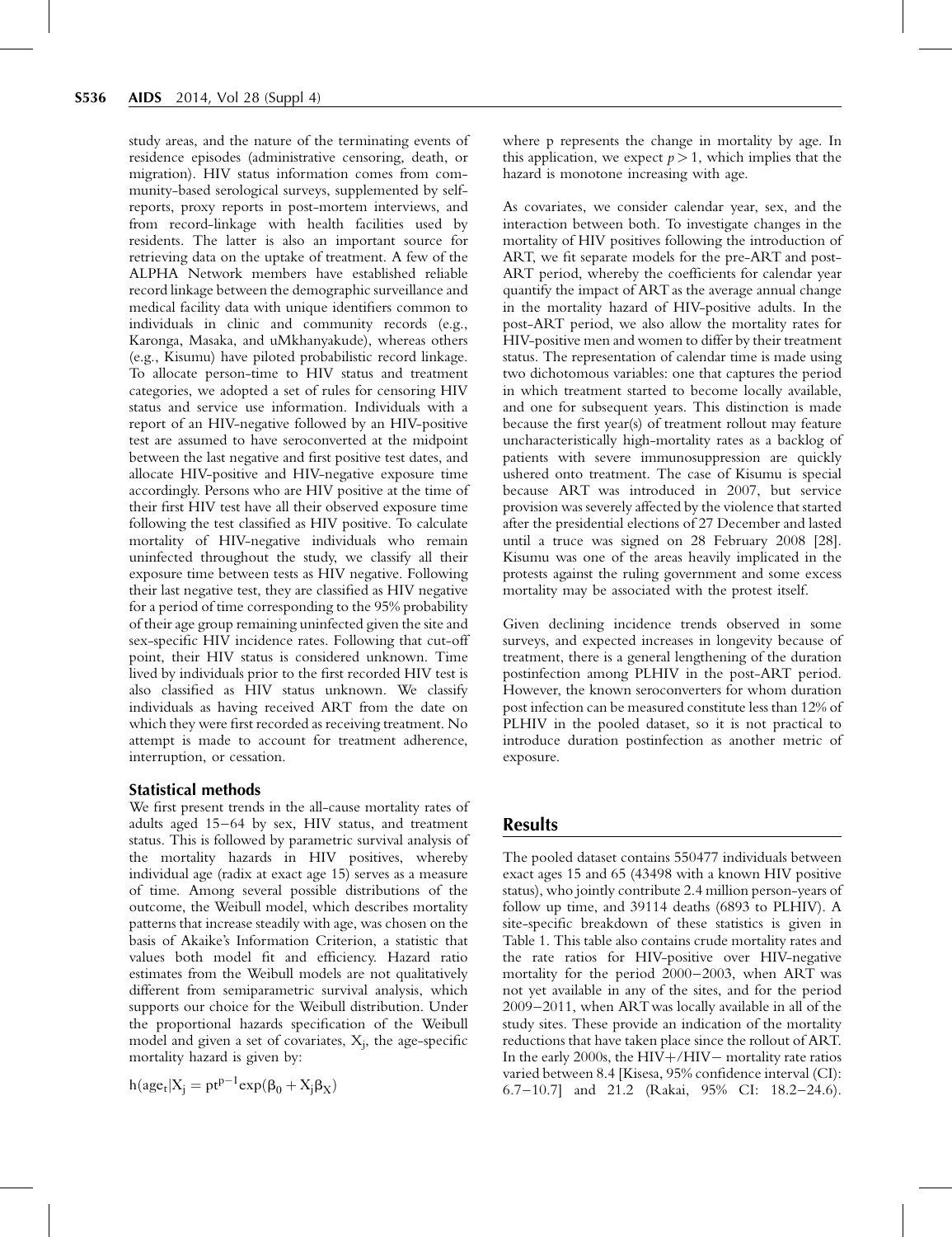study areas, and the nature of the terminating events of residence episodes (administrative censoring, death, or migration). HIV status information comes from community-based serological surveys, supplemented by self-reports, proxy reports in post-mortem interviews, and from record-linkage with health facilities used by residents. The latter is also an important source for retrieving data on the uptake of treatment. A few of the ALPHA Network members have established reliable record linkage between the demographic surveillance and medical facility data with unique identifiers common to individuals in clinic and community records (e.g., Karonga, Masaka, and uMkhanyakude), whereas others (e.g., Kisumu) have piloted probabilistic record linkage. To allocate person-time to HIV status and treatment categories, we adopted a set of rules for censoring HIV status and service use information. Individuals with a report of an HIV-negative followed by an HIV-positive test are assumed to have seroconverted at the midpoint between the last negative and first positive test dates, and allocate HIV-positive and HIV-negative exposure time accordingly. Persons who are HIV positive at the time of their first HIV test have all their observed exposure time following the test classified as HIV positive. To calculate mortality of HIV-negative individuals who remain uninfected throughout the study, we classify all their exposure time between tests as HIV negative. Following their last negative test, they are classified as HIV negative for a period of time corresponding to the 95% probability of their age group remaining uninfected given the site and sex-specific HIV incidence rates. Following that cut-off point, their HIV status is considered unknown. Time lived by individuals prior to the first recorded HIV test is also classified as HIV status unknown. We classify individuals as having received ART from the date on which they were first recorded as receiving treatment. No attempt is made to account for treatment adherence, interruption, or cessation.

### Statistical methods

We first present trends in the all-cause mortality rates of adults aged 15–64 by sex, HIV status, and treatment status. This is followed by parametric survival analysis of the mortality hazards in HIV positives, whereby individual age (radix at exact age 15) serves as a measure of time. Among several possible distributions of the outcome, the Weibull model, which describes mortality patterns that increase steadily with age, was chosen on the basis of Akaike's Information Criterion, a statistic that values both model fit and efficiency. Hazard ratio estimates from the Weibull models are not qualitatively different from semiparametric survival analysis, which supports our choice for the Weibull distribution. Under the proportional hazards specification of the Weibull model and given a set of covariates, $X_j$, the age-specific mortality hazard is given by:

$$h(age_t|X_j = pt^{p-1}\exp(\beta_0 + X_j\beta_X)$$

where p represents the change in mortality by age. In this application, we expect $p > 1$, which implies that the hazard is monotone increasing with age.

As covariates, we consider calendar year, sex, and the interaction between both. To investigate changes in the mortality of HIV positives following the introduction of ART, we fit separate models for the pre-ART and post-ART period, whereby the coefficients for calendar year quantify the impact of ART as the average annual change in the mortality hazard of HIV-positive adults. In the post-ART period, we also allow the mortality rates for HIV-positive men and women to differ by their treatment status. The representation of calendar time is made using two dichotomous variables: one that captures the period in which treatment started to become locally available, and one for subsequent years. This distinction is made because the first year(s) of treatment rollout may feature uncharacteristically high-mortality rates as a backlog of patients with severe immunosuppression are quickly ushered onto treatment. The case of Kisumu is special because ART was introduced in 2007, but service provision was severely affected by the violence that started after the presidential elections of 27 December and lasted until a truce was signed on 28 February 2008 [28]. Kisumu was one of the areas heavily implicated in the protests against the ruling government and some excess mortality may be associated with the protest itself.

Given declining incidence trends observed in some surveys, and expected increases in longevity because of treatment, there is a general lengthening of the duration postinfection among PLHIV in the post-ART period. However, the known seroconverters for whom duration post infection can be measured constitute less than 12% of PLHIV in the pooled dataset, so it is not practical to introduce duration postinfection as another metric of exposure.

## Results

The pooled dataset contains 550477 individuals between exact ages 15 and 65 (43498 with a known HIV positive status), who jointly contribute 2.4 million person-years of follow up time, and 39114 deaths (6893 to PLHIV). A site-specific breakdown of these statistics is given in Table 1. This table also contains crude mortality rates and the rate ratios for HIV-positive over HIV-negative mortality for the period 2000–2003, when ART was not yet available in any of the sites, and for the period 2009–2011, when ART was locally available in all of the study sites. These provide an indication of the mortality reductions that have taken place since the rollout of ART. In the early 2000s, the HIV+/HIV− mortality rate ratios varied between 8.4 [Kisesa, 95% confidence interval (CI): 6.7–10.7] and 21.2 (Rakai, 95% CI: 18.2–24.6).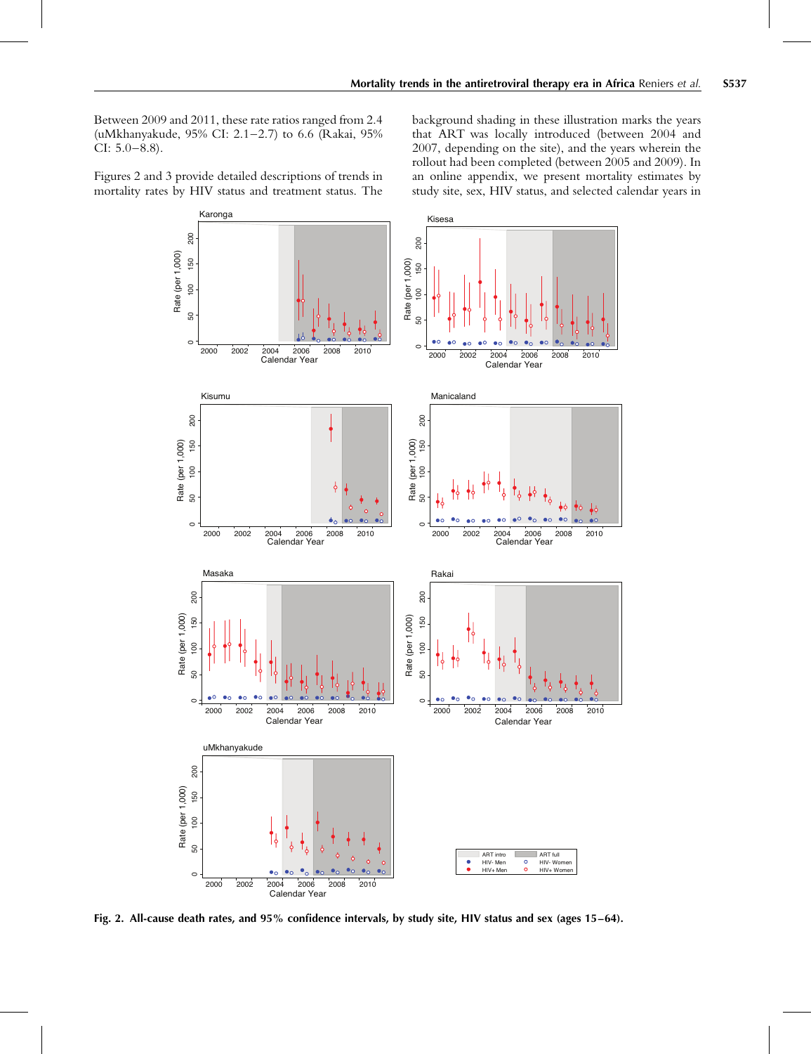Between 2009 and 2011, these rate ratios ranged from 2.4 (uMkhanyakude, 95% CI: 2.1–2.7) to 6.6 (Rakai, 95% CI: 5.0–8.8).

Figures 2 and 3 provide detailed descriptions of trends in mortality rates by HIV status and treatment status. The background shading in these illustration marks the years that ART was locally introduced (between 2004 and 2007, depending on the site), and the years wherein the rollout had been completed (between 2005 and 2009). In an online appendix, we present mortality estimates by study site, sex, HIV status, and selected calendar years in

**Fig. 2. All-cause death rates, and 95% confidence intervals, by study site, HIV status and sex (ages 15–64).**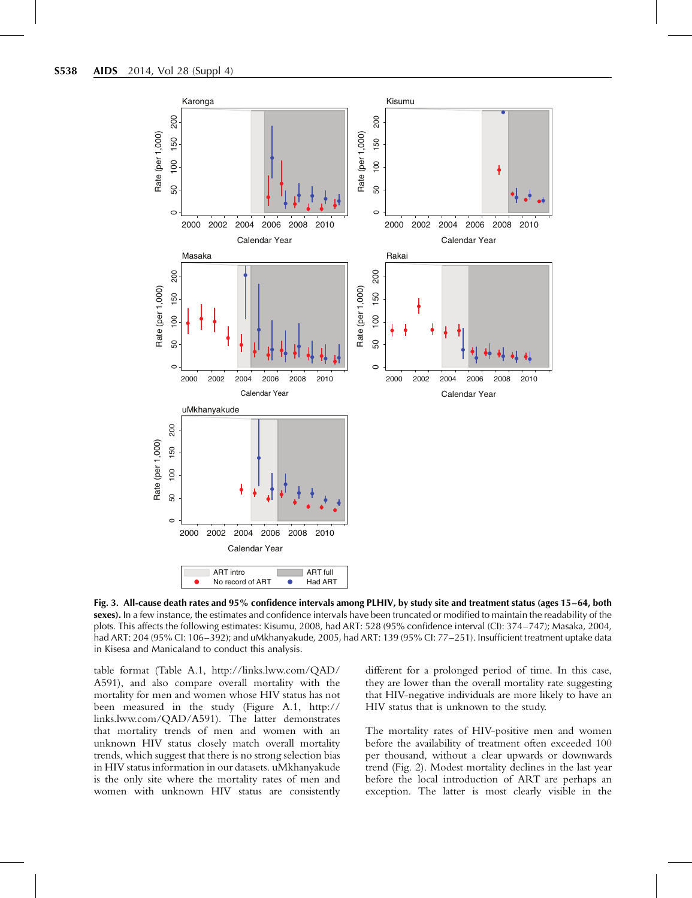**Fig. 3. All-cause death rates and 95% confidence intervals among PLHIV, by study site and treatment status (ages 15–64, both sexes).** In a few instance, the estimates and confidence intervals have been truncated or modified to maintain the readability of the plots. This affects the following estimates: Kisumu, 2008, had ART: 528 (95% confidence interval (CI): 374–747); Masaka, 2004, had ART: 204 (95% CI: 106–392); and uMkhanyakude, 2005, had ART: 139 (95% CI: 77–251). Insufficient treatment uptake data in Kisesa and Manicaland to conduct this analysis.

table format (Table A.1, http://links.lww.com/QAD/A591), and also compare overall mortality with the mortality for men and women whose HIV status has not been measured in the study (Figure A.1, http://links.lww.com/QAD/A591). The latter demonstrates that mortality trends of men and women with an unknown HIV status closely match overall mortality trends, which suggest that there is no strong selection bias in HIV status information in our datasets. uMkhanyakude is the only site where the mortality rates of men and women with unknown HIV status are consistently different for a prolonged period of time. In this case, they are lower than the overall mortality rate suggesting that HIV-negative individuals are more likely to have an HIV status that is unknown to the study.

The mortality rates of HIV-positive men and women before the availability of treatment often exceeded 100 per thousand, without a clear upwards or downwards trend (Fig. 2). Modest mortality declines in the last year before the local introduction of ART are perhaps an exception. The latter is most clearly visible in the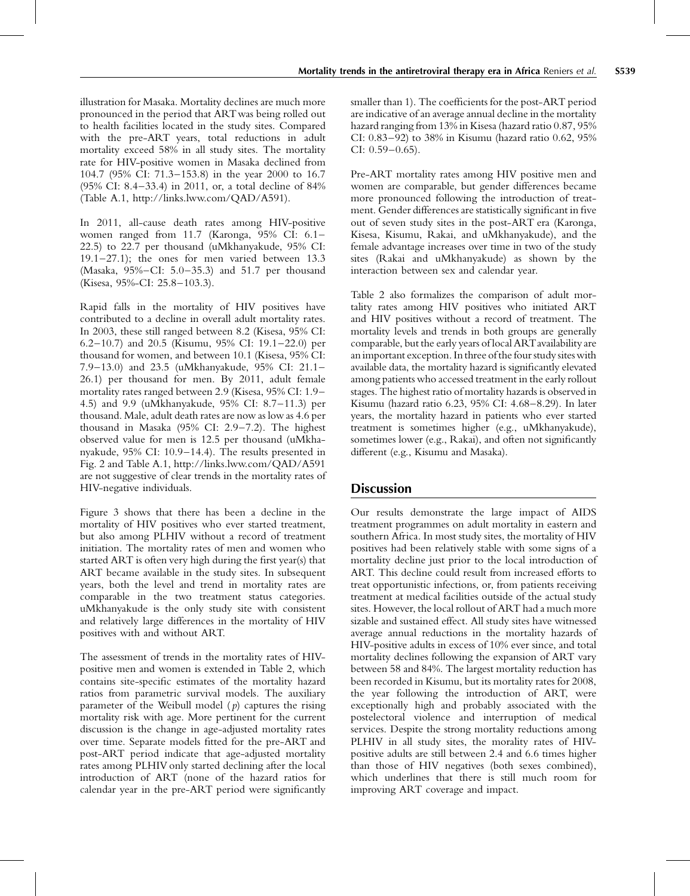illustration for Masaka. Mortality declines are much more pronounced in the period that ART was being rolled out to health facilities located in the study sites. Compared with the pre-ART years, total reductions in adult mortality exceed 58% in all study sites. The mortality rate for HIV-positive women in Masaka declined from 104.7 (95% CI: 71.3–153.8) in the year 2000 to 16.7 (95% CI: 8.4–33.4) in 2011, or, a total decline of 84% (Table A.1, http://links.lww.com/QAD/A591).

In 2011, all-cause death rates among HIV-positive women ranged from 11.7 (Karonga, 95% CI: 6.1–22.5) to 22.7 per thousand (uMkhanyakude, 95% CI: 19.1–27.1); the ones for men varied between 13.3 (Masaka, 95%–CI: 5.0–35.3) and 51.7 per thousand (Kisesa, 95%-CI: 25.8–103.3).

Rapid falls in the mortality of HIV positives have contributed to a decline in overall adult mortality rates. In 2003, these still ranged between 8.2 (Kisesa, 95% CI: 6.2–10.7) and 20.5 (Kisumu, 95% CI: 19.1–22.0) per thousand for women, and between 10.1 (Kisesa, 95% CI: 7.9–13.0) and 23.5 (uMkhanyakude, 95% CI: 21.1–26.1) per thousand for men. By 2011, adult female mortality rates ranged between 2.9 (Kisesa, 95% CI: 1.9–4.5) and 9.9 (uMkhanyakude, 95% CI: 8.7–11.3) per thousand. Male, adult death rates are now as low as 4.6 per thousand in Masaka (95% CI: 2.9–7.2). The highest observed value for men is 12.5 per thousand (uMkhanyakude, 95% CI: 10.9–14.4). The results presented in Fig. 2 and Table A.1, http://links.lww.com/QAD/A591 are not suggestive of clear trends in the mortality rates of HIV-negative individuals.

Figure 3 shows that there has been a decline in the mortality of HIV positives who ever started treatment, but also among PLHIV without a record of treatment initiation. The mortality rates of men and women who started ART is often very high during the first year(s) that ART became available in the study sites. In subsequent years, both the level and trend in mortality rates are comparable in the two treatment status categories. uMkhanyakude is the only study site with consistent and relatively large differences in the mortality of HIV positives with and without ART.

The assessment of trends in the mortality rates of HIV-positive men and women is extended in Table 2, which contains site-specific estimates of the mortality hazard ratios from parametric survival models. The auxiliary parameter of the Weibull model ($p$) captures the rising mortality risk with age. More pertinent for the current discussion is the change in age-adjusted mortality rates over time. Separate models fitted for the pre-ART and post-ART period indicate that age-adjusted mortality rates among PLHIV only started declining after the local introduction of ART (none of the hazard ratios for calendar year in the pre-ART period were significantly smaller than 1). The coefficients for the post-ART period are indicative of an average annual decline in the mortality hazard ranging from 13% in Kisesa (hazard ratio 0.87, 95% CI: 0.83–92) to 38% in Kisumu (hazard ratio 0.62, 95% CI: 0.59–0.65).

Pre-ART mortality rates among HIV positive men and women are comparable, but gender differences became more pronounced following the introduction of treatment. Gender differences are statistically significant in five out of seven study sites in the post-ART era (Karonga, Kisesa, Kisumu, Rakai, and uMkhanyakude), and the female advantage increases over time in two of the study sites (Rakai and uMkhanyakude) as shown by the interaction between sex and calendar year.

Table 2 also formalizes the comparison of adult mortality rates among HIV positives who initiated ART and HIV positives without a record of treatment. The mortality levels and trends in both groups are generally comparable, but the early years of local ART availability are an important exception. In three of the four study sites with available data, the mortality hazard is significantly elevated among patients who accessed treatment in the early rollout stages. The highest ratio of mortality hazards is observed in Kisumu (hazard ratio 6.23, 95% CI: 4.68–8.29). In later years, the mortality hazard in patients who ever started treatment is sometimes higher (e.g., uMkhanyakude), sometimes lower (e.g., Rakai), and often not significantly different (e.g., Kisumu and Masaka).

## Discussion

Our results demonstrate the large impact of AIDS treatment programmes on adult mortality in eastern and southern Africa. In most study sites, the mortality of HIV positives had been relatively stable with some signs of a mortality decline just prior to the local introduction of ART. This decline could result from increased efforts to treat opportunistic infections, or, from patients receiving treatment at medical facilities outside of the actual study sites. However, the local rollout of ART had a much more sizable and sustained effect. All study sites have witnessed average annual reductions in the mortality hazards of HIV-positive adults in excess of 10% ever since, and total mortality declines following the expansion of ART vary between 58 and 84%. The largest mortality reduction has been recorded in Kisumu, but its mortality rates for 2008, the year following the introduction of ART, were exceptionally high and probably associated with the postelectoral violence and interruption of medical services. Despite the strong mortality reductions among PLHIV in all study sites, the morality rates of HIV-positive adults are still between 2.4 and 6.6 times higher than those of HIV negatives (both sexes combined), which underlines that there is still much room for improving ART coverage and impact.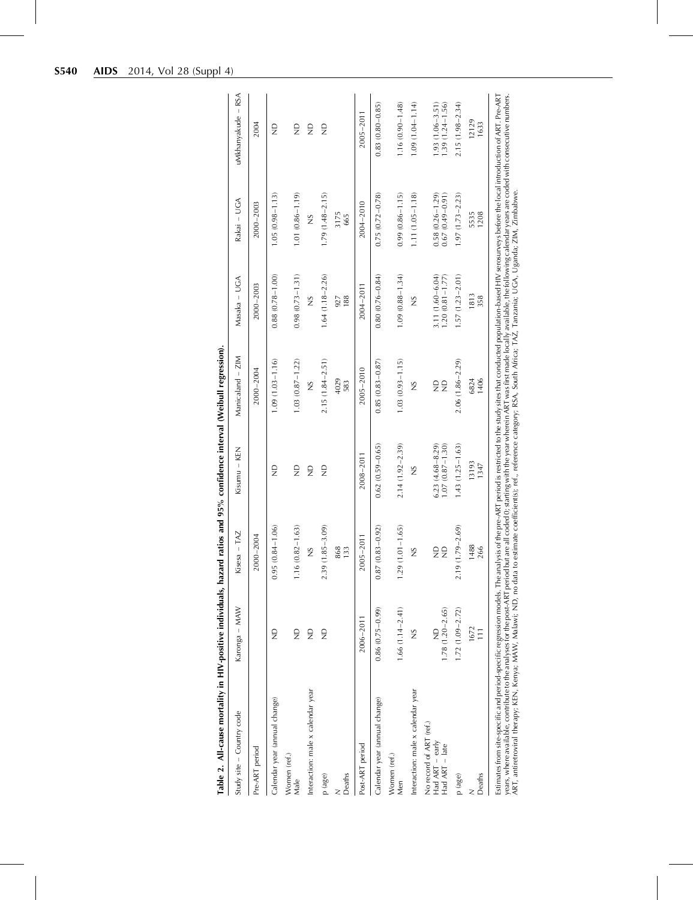**Table 2. All-cause mortality in HIV-positive individuals, hazard ratios and 95% confidence interval (Weibull regression).**

| Study site – Country code | Karonga – MAW | Kisesa – TAZ | Kisumu – KEN | Manicaland – ZIM | Masaka – UGA | Rakai – UGA | uMkhanyakude – RSA |
|---|---|---|---|---|---|---|---|
| Pre-ART period | | 2000–2004 | | 2000–2004 | 2000–2003 | 2000–2003 | 2004 |
| Calendar year (annual change) | ND | 0.95 (0.84–1.06) | ND | 1.09 (1.03–1.16) | 0.88 (0.78–1.00) | 1.05 (0.98–1.13) | ND |
| Women (ref.) | | | | | | | |
| Male | ND | 1.16 (0.82–1.63) | ND | 1.03 (0.87–1.22) | 0.98 (0.73–1.31) | 1.01 (0.86–1.19) | ND |
| Interaction: male x calendar year | ND | NS | ND | NS | NS | NS | ND |
| p (age) | ND | 2.39 (1.85–3.09) | ND | 2.15 (1.84–2.51) | 1.64 (1.18–2.26) | 1.79 (1.48–2.15) | ND |
| N | | 868 | | 4029 | 927 | 3175 | |
| Deaths | | 133 | | 583 | 188 | 665 | |
| Post-ART period | 2006–2011 | 2005–2011 | 2008–2011 | 2005–2010 | 2004–2011 | 2004–2010 | 2005–2011 |
| Calendar year (annual change) | 0.86 (0.75–0.99) | 0.87 (0.83–0.92) | 0.62 (0.59–0.65) | 0.85 (0.83–0.87) | 0.80 (0.76–0.84) | 0.75 (0.72–0.78) | 0.83 (0.80–0.85) |
| Women (ref.) | | | | | | | |
| Men | 1.66 (1.14–2.41) | 1.29 (1.01–1.65) | 2.14 (1.92–2.39) | 1.03 (0.93–1.15) | 1.09 (0.88–1.34) | 0.99 (0.86–1.15) | 1.16 (0.90–1.48) |
| Interaction: male x calendar year | NS | NS | NS | NS | NS | 1.11 (1.05–1.18) | 1.09 (1.04–1.14) |
| No record of ART (ref.) | | | | | | | |
| Had ART – early | ND | ND | 6.23 (4.68–8.29) | ND | 3.11 (1.60–6.04) | 0.58 (0.26–1.29) | 1.93 (1.06–3.51) |
| Had ART – late | 1.78 (1.20–2.65) | ND | 1.07 (0.87–1.30) | ND | 1.20 (0.81–1.77) | 0.67 (0.49–0.91) | 1.39 (1.24–1.56) |
| p (age) | 1.72 (1.09–2.72) | 2.19 (1.79–2.69) | 1.43 (1.25–1.63) | 2.06 (1.86–2.29) | 1.57 (1.23–2.01) | 1.97 (1.73–2.23) | 2.15 (1.98–2.34) |
| N | 1672 | 1488 | 13193 | 6824 | 1813 | 5535 | 12129 |
| Deaths | 111 | 266 | 1347 | 1406 | 358 | 1208 | 1633 |

Estimates from site-specific and period-specific regression models. The analysis of the pre-ART period is restricted to the study sites that conducted population-based HIV serosurveys before the local introduction of ART. Pre-ART years, where available, contribute to the analyses for the post-ART period but are all coded 0; starting with the year wherein ART was first made locally available, the following calendar years are coded with consecutive numbers. ART, antiretroviral therapy; KEN, Kenya; MAW, Malawi; ND, no data to estimate coefficient(s); ref., reference category; RSA, South Africa; TAZ, Tanzania; UGA, Uganda; ZIM, Zimbabwe.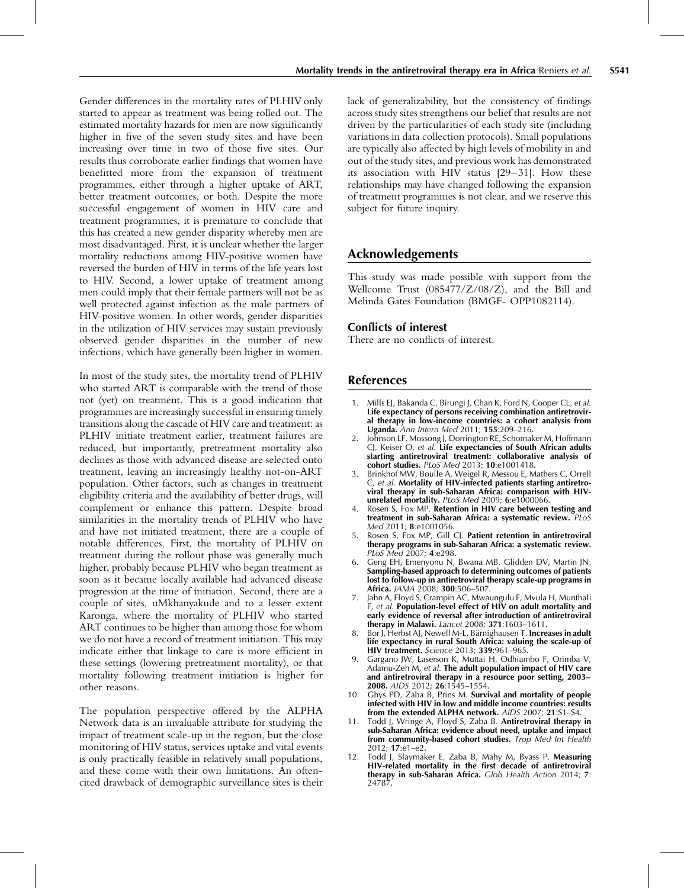Gender differences in the mortality rates of PLHIV only started to appear as treatment was being rolled out. The estimated mortality hazards for men are now significantly higher in five of the seven study sites and have been increasing over time in two of those five sites. Our results thus corroborate earlier findings that women have benefitted more from the expansion of treatment programmes, either through a higher uptake of ART, better treatment outcomes, or both. Despite the more successful engagement of women in HIV care and treatment programmes, it is premature to conclude that this has created a new gender disparity whereby men are most disadvantaged. First, it is unclear whether the larger mortality reductions among HIV-positive women have reversed the burden of HIV in terms of the life years lost to HIV. Second, a lower uptake of treatment among men could imply that their female partners will not be as well protected against infection as the male partners of HIV-positive women. In other words, gender disparities in the utilization of HIV services may sustain previously observed gender disparities in the number of new infections, which have generally been higher in women.

In most of the study sites, the mortality trend of PLHIV who started ART is comparable with the trend of those not (yet) on treatment. This is a good indication that programmes are increasingly successful in ensuring timely transitions along the cascade of HIV care and treatment: as PLHIV initiate treatment earlier, treatment failures are reduced, but importantly, pretreatment mortality also declines as those with advanced disease are selected onto treatment, leaving an increasingly healthy not-on-ART population. Other factors, such as changes in treatment eligibility criteria and the availability of better drugs, will complement or enhance this pattern. Despite broad similarities in the mortality trends of PLHIV who have and have not initiated treatment, there are a couple of notable differences. First, the mortality of PLHIV on treatment during the rollout phase was generally much higher, probably because PLHIV who began treatment as soon as it became locally available had advanced disease progression at the time of initiation. Second, there are a couple of sites, uMkhanyakude and to a lesser extent Karonga, where the mortality of PLHIV who started ART continues to be higher than among those for whom we do not have a record of treatment initiation. This may indicate either that linkage to care is more efficient in these settings (lowering pretreatment mortality), or that mortality following treatment initiation is higher for other reasons.

The population perspective offered by the ALPHA Network data is an invaluable attribute for studying the impact of treatment scale-up in the region, but the close monitoring of HIV status, services uptake and vital events is only practically feasible in relatively small populations, and these come with their own limitations. An often-cited drawback of demographic surveillance sites is their lack of generalizability, but the consistency of findings across study sites strengthens our belief that results are not driven by the particularities of each study site (including variations in data collection protocols). Small populations are typically also affected by high levels of mobility in and out of the study sites, and previous work has demonstrated its association with HIV status [29–31]. How these relationships may have changed following the expansion of treatment programmes is not clear, and we reserve this subject for future inquiry.

## Acknowledgements

This study was made possible with support from the Wellcome Trust (085477/Z/08/Z), and the Bill and Melinda Gates Foundation (BMGF- OPP1082114).

### Conflicts of interest

There are no conflicts of interest.

## References

1. Mills EJ, Bakanda C, Birungi J, Chan K, Ford N, Cooper CL, *et al.* **Life expectancy of persons receiving combination antiretroviral therapy in low-income countries: a cohort analysis from Uganda.** *Ann Intern Med* 2011; **155**:209–216.
2. Johnson LF, Mossong J, Dorrington RE, Schomaker M, Hoffmann CJ, Keiser O, *et al.* **Life expectancies of South African adults starting antiretroviral treatment: collaborative analysis of cohort studies.** *PLoS Med* 2013; **10**:e1001418.
3. Brinkhof MW, Boulle A, Weigel R, Messou E, Mathers C, Orrell C, *et al.* **Mortality of HIV-infected patients starting antiretroviral therapy in sub-Saharan Africa: comparison with HIV-unrelated mortality.** *PLoS Med* 2009; **6**:e1000066.
4. Rosen S, Fox MP. **Retention in HIV care between testing and treatment in sub-Saharan Africa: a systematic review.** *PLoS Med* 2011; **8**:e1001056.
5. Rosen S, Fox MP, Gill CJ. **Patient retention in antiretroviral therapy programs in sub-Saharan Africa: a systematic review.** *PLoS Med* 2007; **4**:e298.
6. Geng EH, Emenyonu N, Bwana MB, Glidden DV, Martin JN. **Sampling-based approach to determining outcomes of patients lost to follow-up in antiretroviral therapy scale-up programs in Africa.** *JAMA* 2008; **300**:506–507.
7. Jahn A, Floyd S, Crampin AC, Mwaungulu F, Mvula H, Munthali F, *et al.* **Population-level effect of HIV on adult mortality and early evidence of reversal after introduction of antiretroviral therapy in Malawi.** *Lancet* 2008; **371**:1603–1611.
8. Bor J, Herbst AJ, Newell M-L, Bärnighausen T. **Increases in adult life expectancy in rural South Africa: valuing the scale-up of HIV treatment.** *Science* 2013; **339**:961–965.
9. Gargano JW, Laserson K, Muttai H, Odhiambo F, Orimba V, Adamu-Zeh M, *et al.* **The adult population impact of HIV care and antiretroviral therapy in a resource poor setting, 2003–2008.** *AIDS* 2012; **26**:1545–1554.
10. Ghys PD, Zaba B, Prins M. **Survival and mortality of people infected with HIV in low and middle income countries: results from the extended ALPHA network.** *AIDS* 2007; **21**:S1–S4.
11. Todd J, Wringe A, Floyd S, Zaba B. **Antiretroviral therapy in sub-Saharan Africa: evidence about need, uptake and impact from community-based cohort studies.** *Trop Med Int Health* 2012; **17**:e1–e2.
12. Todd J, Slaymaker E, Zaba B, Mahy M, Byass P. **Measuring HIV-related mortality in the first decade of antiretroviral therapy in sub-Saharan Africa.** *Glob Health Action* 2014; **7**: 24787.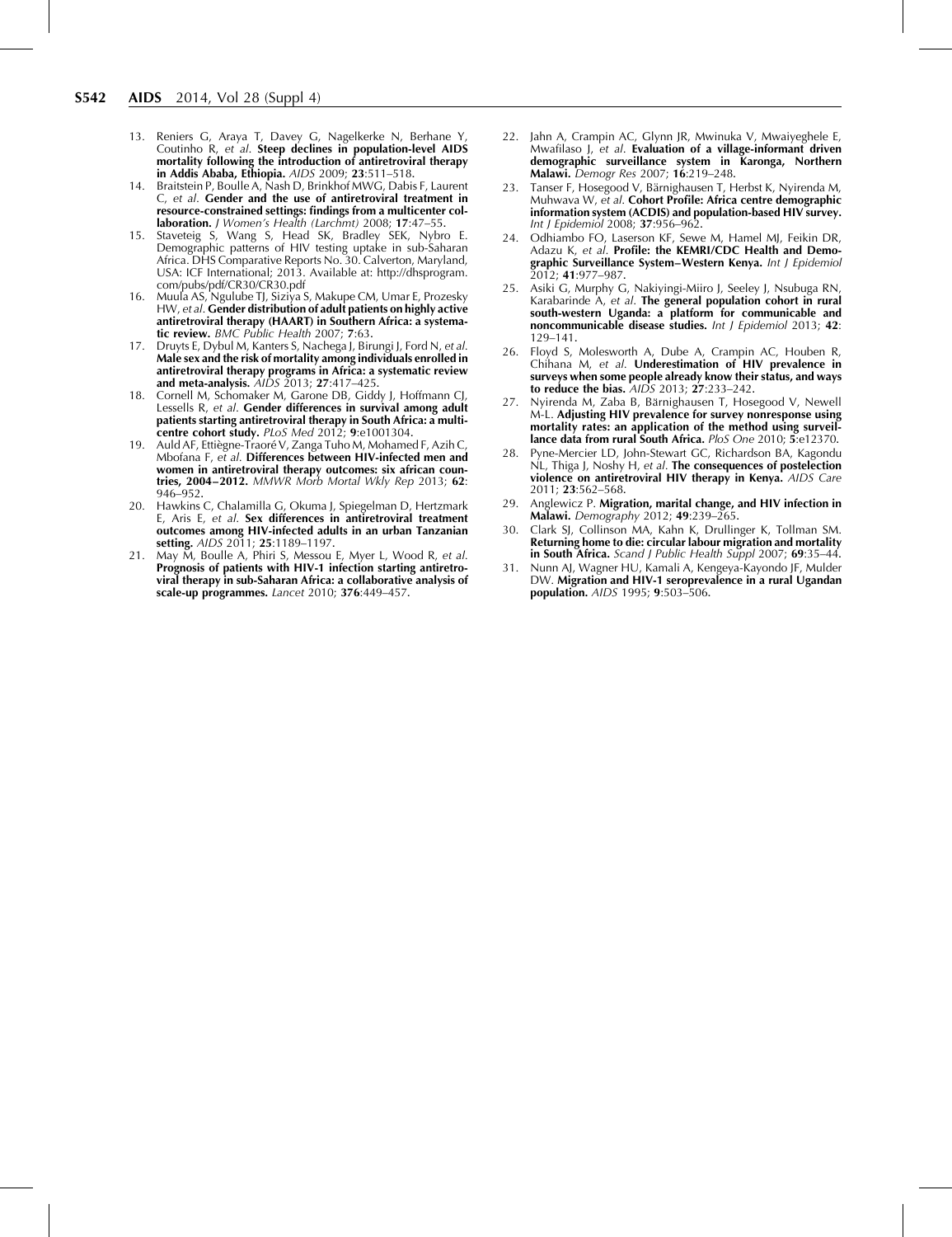13. Reniers G, Araya T, Davey G, Nagelkerke N, Berhane Y, Coutinho R, *et al*. **Steep declines in population-level AIDS mortality following the introduction of antiretroviral therapy in Addis Ababa, Ethiopia.** *AIDS* 2009; **23**:511–518.
14. Braitstein P, Boulle A, Nash D, Brinkhof MWG, Dabis F, Laurent C, *et al*. **Gender and the use of antiretroviral treatment in resource-constrained settings: findings from a multicenter collaboration.** *J Women's Health (Larchmt)* 2008; **17**:47–55.
15. Staveteig S, Wang S, Head SK, Bradley SEK, Nybro E. Demographic patterns of HIV testing uptake in sub-Saharan Africa. DHS Comparative Reports No. 30. Calverton, Maryland, USA: ICF International; 2013. Available at: http://dhsprogram.com/pubs/pdf/CR30/CR30.pdf
16. Muula AS, Ngulube TJ, Siziya S, Makupe CM, Umar E, Prozesky HW, *et al*. **Gender distribution of adult patients on highly active antiretroviral therapy (HAART) in Southern Africa: a systematic review.** *BMC Public Health* 2007; **7**:63.
17. Druyts E, Dybul M, Kanters S, Nachega J, Birungi J, Ford N, *et al*. **Male sex and the risk of mortality among individuals enrolled in antiretroviral therapy programs in Africa: a systematic review and meta-analysis.** *AIDS* 2013; **27**:417–425.
18. Cornell M, Schomaker M, Garone DB, Giddy J, Hoffmann CJ, Lessells R, *et al*. **Gender differences in survival among adult patients starting antiretroviral therapy in South Africa: a multicentre cohort study.** *PLoS Med* 2012; **9**:e1001304.
19. Auld AF, Ettiègne-Traoré V, Zanga Tuho M, Mohamed F, Azih C, Mbofana F, *et al*. **Differences between HIV-infected men and women in antiretroviral therapy outcomes: six african countries, 2004–2012.** *MMWR Morb Mortal Wkly Rep* 2013; **62**: 946–952.
20. Hawkins C, Chalamilla G, Okuma J, Spiegelman D, Hertzmark E, Aris E, *et al*. **Sex differences in antiretroviral treatment outcomes among HIV-infected adults in an urban Tanzanian setting.** *AIDS* 2011; **25**:1189–1197.
21. May M, Boulle A, Phiri S, Messou E, Myer L, Wood R, *et al*. **Prognosis of patients with HIV-1 infection starting antiretroviral therapy in sub-Saharan Africa: a collaborative analysis of scale-up programmes.** *Lancet* 2010; **376**:449–457.
22. Jahn A, Crampin AC, Glynn JR, Mwinuka V, Mwaiyeghele E, Mwafilaso J, *et al*. **Evaluation of a village-informant driven demographic surveillance system in Karonga, Northern Malawi.** *Demogr Res* 2007; **16**:219–248.
23. Tanser F, Hosegood V, Bärnighausen T, Herbst K, Nyirenda M, Muhwava W, *et al*. **Cohort Profile: Africa centre demographic information system (ACDIS) and population-based HIV survey.** *Int J Epidemiol* 2008; **37**:956–962.
24. Odhiambo FO, Laserson KF, Sewe M, Hamel MJ, Feikin DR, Adazu K, *et al*. **Profile: the KEMRI/CDC Health and Demographic Surveillance System–Western Kenya.** *Int J Epidemiol* 2012; **41**:977–987.
25. Asiki G, Murphy G, Nakiyingi-Miiro J, Seeley J, Nsubuga RN, Karabarinde A, *et al*. **The general population cohort in rural south-western Uganda: a platform for communicable and noncommunicable disease studies.** *Int J Epidemiol* 2013; **42**: 129–141.
26. Floyd S, Molesworth A, Dube A, Crampin AC, Houben R, Chihana M, *et al*. **Underestimation of HIV prevalence in surveys when some people already know their status, and ways to reduce the bias.** *AIDS* 2013; **27**:233–242.
27. Nyirenda M, Zaba B, Bärnighausen T, Hosegood V, Newell M-L. **Adjusting HIV prevalence for survey nonresponse using mortality rates: an application of the method using surveillance data from rural South Africa.** *PloS One* 2010; **5**:e12370.
28. Pyne-Mercier LD, John-Stewart GC, Richardson BA, Kagondu NL, Thiga J, Noshy H, *et al*. **The consequences of postelection violence on antiretroviral HIV therapy in Kenya.** *AIDS Care* 2011; **23**:562–568.
29. Anglewicz P. **Migration, marital change, and HIV infection in Malawi.** *Demography* 2012; **49**:239–265.
30. Clark SJ, Collinson MA, Kahn K, Drullinger K, Tollman SM. **Returning home to die: circular labour migration and mortality in South Africa.** *Scand J Public Health Suppl* 2007; **69**:35–44.
31. Nunn AJ, Wagner HU, Kamali A, Kengeya-Kayondo JF, Mulder DW. **Migration and HIV-1 seroprevalence in a rural Ugandan population.** *AIDS* 1995; **9**:503–506.